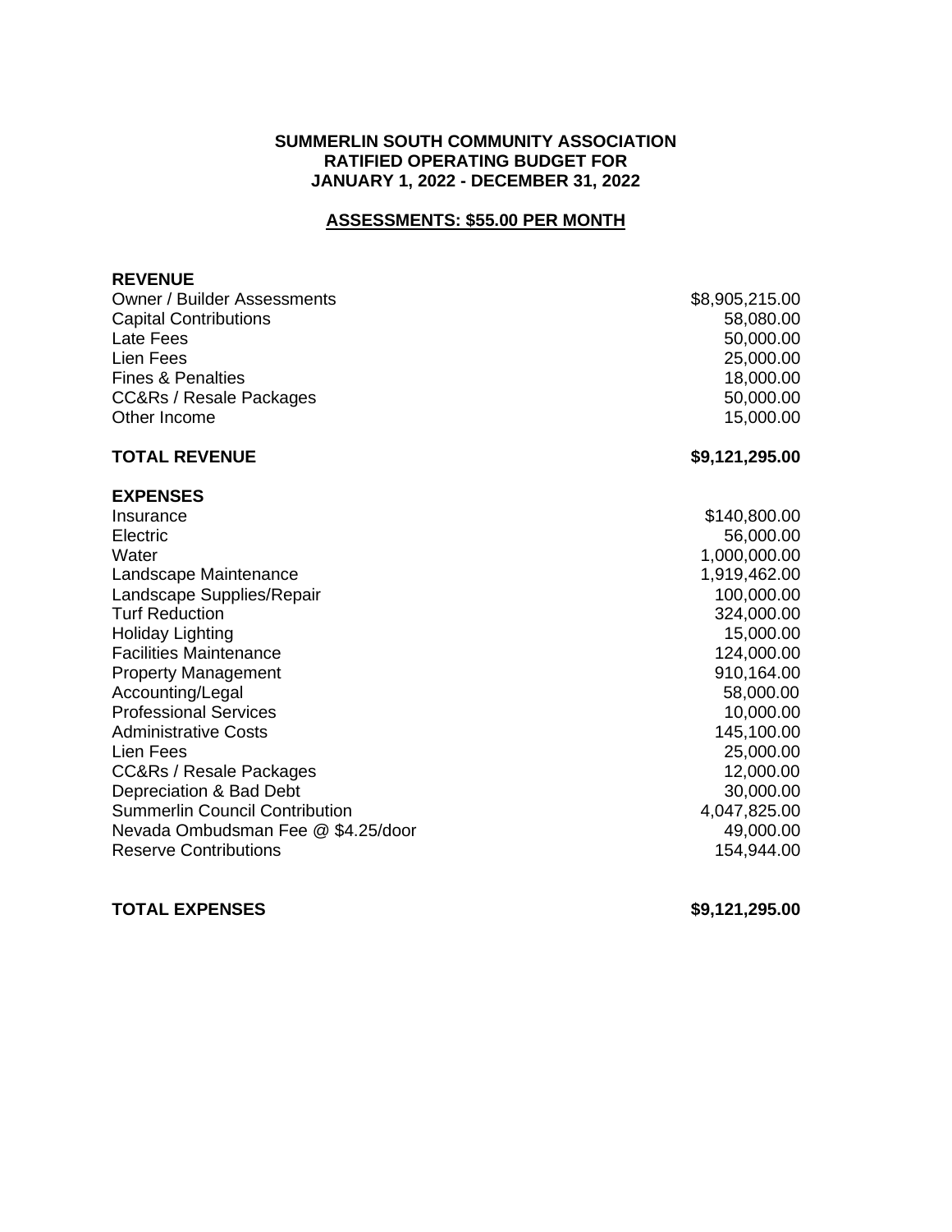# SUMMERLIN SOUTH COMMUNITY ASSOCIATION
## RATIFIED OPERATING BUDGET FOR
## JANUARY 1, 2022 - DECEMBER 31, 2022

**ASSESSMENTS: $55.00 PER MONTH**

| **REVENUE** | |
|---|---:|
| Owner / Builder Assessments | $8,905,215.00 |
| Capital Contributions | 58,080.00 |
| Late Fees | 50,000.00 |
| Lien Fees | 25,000.00 |
| Fines & Penalties | 18,000.00 |
| CC&Rs / Resale Packages | 50,000.00 |
| Other Income | 15,000.00 |
| **TOTAL REVENUE** | **$9,121,295.00** |

| **EXPENSES** | |
|---|---:|
| Insurance | $140,800.00 |
| Electric | 56,000.00 |
| Water | 1,000,000.00 |
| Landscape Maintenance | 1,919,462.00 |
| Landscape Supplies/Repair | 100,000.00 |
| Turf Reduction | 324,000.00 |
| Holiday Lighting | 15,000.00 |
| Facilities Maintenance | 124,000.00 |
| Property Management | 910,164.00 |
| Accounting/Legal | 58,000.00 |
| Professional Services | 10,000.00 |
| Administrative Costs | 145,100.00 |
| Lien Fees | 25,000.00 |
| CC&Rs / Resale Packages | 12,000.00 |
| Depreciation & Bad Debt | 30,000.00 |
| Summerlin Council Contribution | 4,047,825.00 |
| Nevada Ombudsman Fee @ $4.25/door | 49,000.00 |
| Reserve Contributions | 154,944.00 |
| **TOTAL EXPENSES** | **$9,121,295.00** |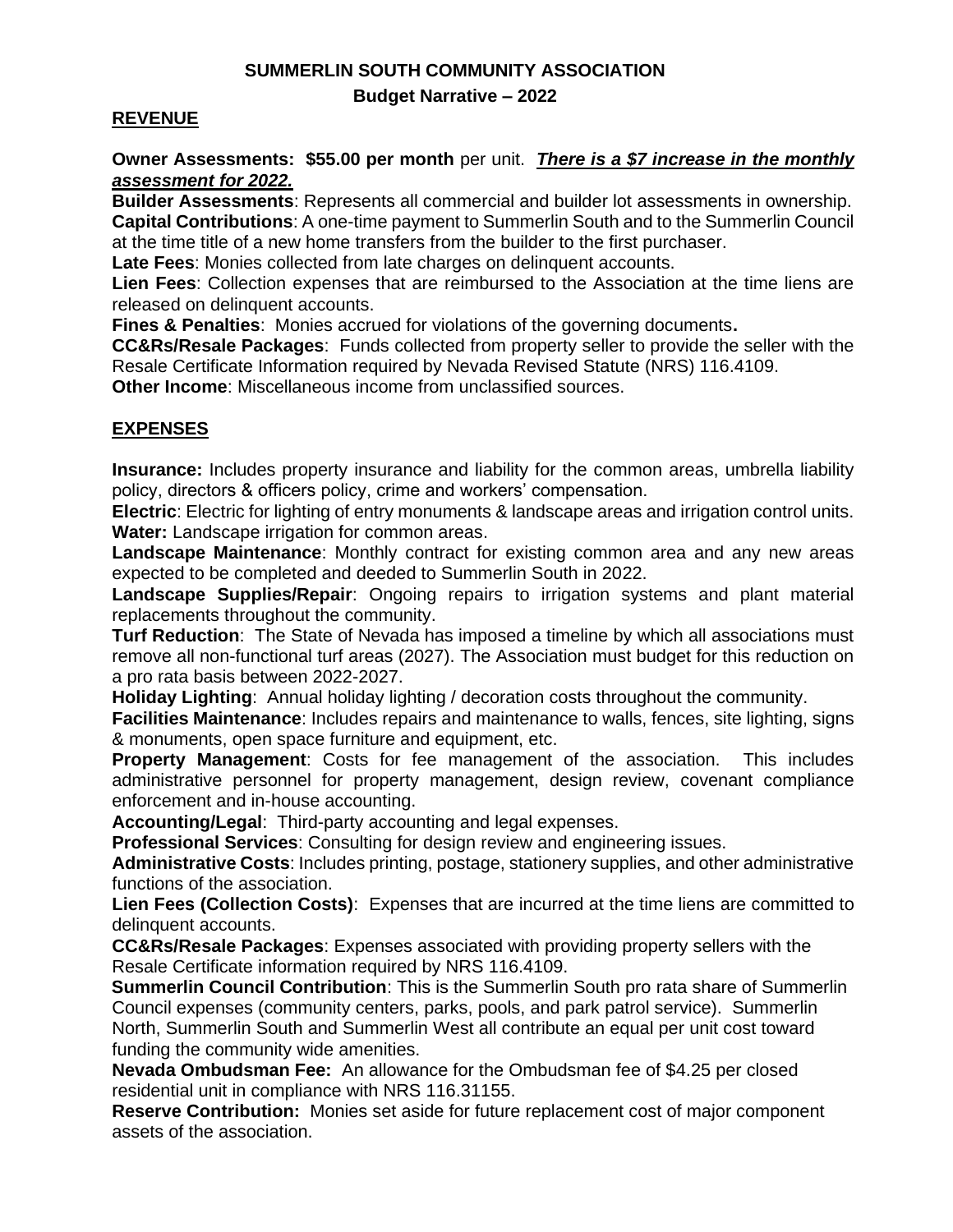# SUMMERLIN SOUTH COMMUNITY ASSOCIATION

## Budget Narrative – 2022

### REVENUE

**Owner Assessments: $55.00 per month** per unit. ***<u>There is a $7 increase in the monthly assessment for 2022.</u>***

**Builder Assessments**: Represents all commercial and builder lot assessments in ownership.

**Capital Contributions**: A one-time payment to Summerlin South and to the Summerlin Council at the time title of a new home transfers from the builder to the first purchaser.

**Late Fees**: Monies collected from late charges on delinquent accounts.

**Lien Fees**: Collection expenses that are reimbursed to the Association at the time liens are released on delinquent accounts.

**Fines & Penalties**: Monies accrued for violations of the governing documents**.**

**CC&Rs/Resale Packages**: Funds collected from property seller to provide the seller with the Resale Certificate Information required by Nevada Revised Statute (NRS) 116.4109.

**Other Income**: Miscellaneous income from unclassified sources.

### EXPENSES

**Insurance:** Includes property insurance and liability for the common areas, umbrella liability policy, directors & officers policy, crime and workers' compensation.

**Electric**: Electric for lighting of entry monuments & landscape areas and irrigation control units.

**Water:** Landscape irrigation for common areas.

**Landscape Maintenance**: Monthly contract for existing common area and any new areas expected to be completed and deeded to Summerlin South in 2022.

**Landscape Supplies/Repair**: Ongoing repairs to irrigation systems and plant material replacements throughout the community.

**Turf Reduction**: The State of Nevada has imposed a timeline by which all associations must remove all non-functional turf areas (2027). The Association must budget for this reduction on a pro rata basis between 2022-2027.

**Holiday Lighting**: Annual holiday lighting / decoration costs throughout the community.

**Facilities Maintenance**: Includes repairs and maintenance to walls, fences, site lighting, signs & monuments, open space furniture and equipment, etc.

**Property Management**: Costs for fee management of the association. This includes administrative personnel for property management, design review, covenant compliance enforcement and in-house accounting.

**Accounting/Legal**: Third-party accounting and legal expenses.

**Professional Services**: Consulting for design review and engineering issues.

**Administrative Costs**: Includes printing, postage, stationery supplies, and other administrative functions of the association.

**Lien Fees (Collection Costs)**: Expenses that are incurred at the time liens are committed to delinquent accounts.

**CC&Rs/Resale Packages**: Expenses associated with providing property sellers with the Resale Certificate information required by NRS 116.4109.

**Summerlin Council Contribution**: This is the Summerlin South pro rata share of Summerlin Council expenses (community centers, parks, pools, and park patrol service). Summerlin North, Summerlin South and Summerlin West all contribute an equal per unit cost toward funding the community wide amenities.

**Nevada Ombudsman Fee:** An allowance for the Ombudsman fee of $4.25 per closed residential unit in compliance with NRS 116.31155.

**Reserve Contribution:** Monies set aside for future replacement cost of major component assets of the association.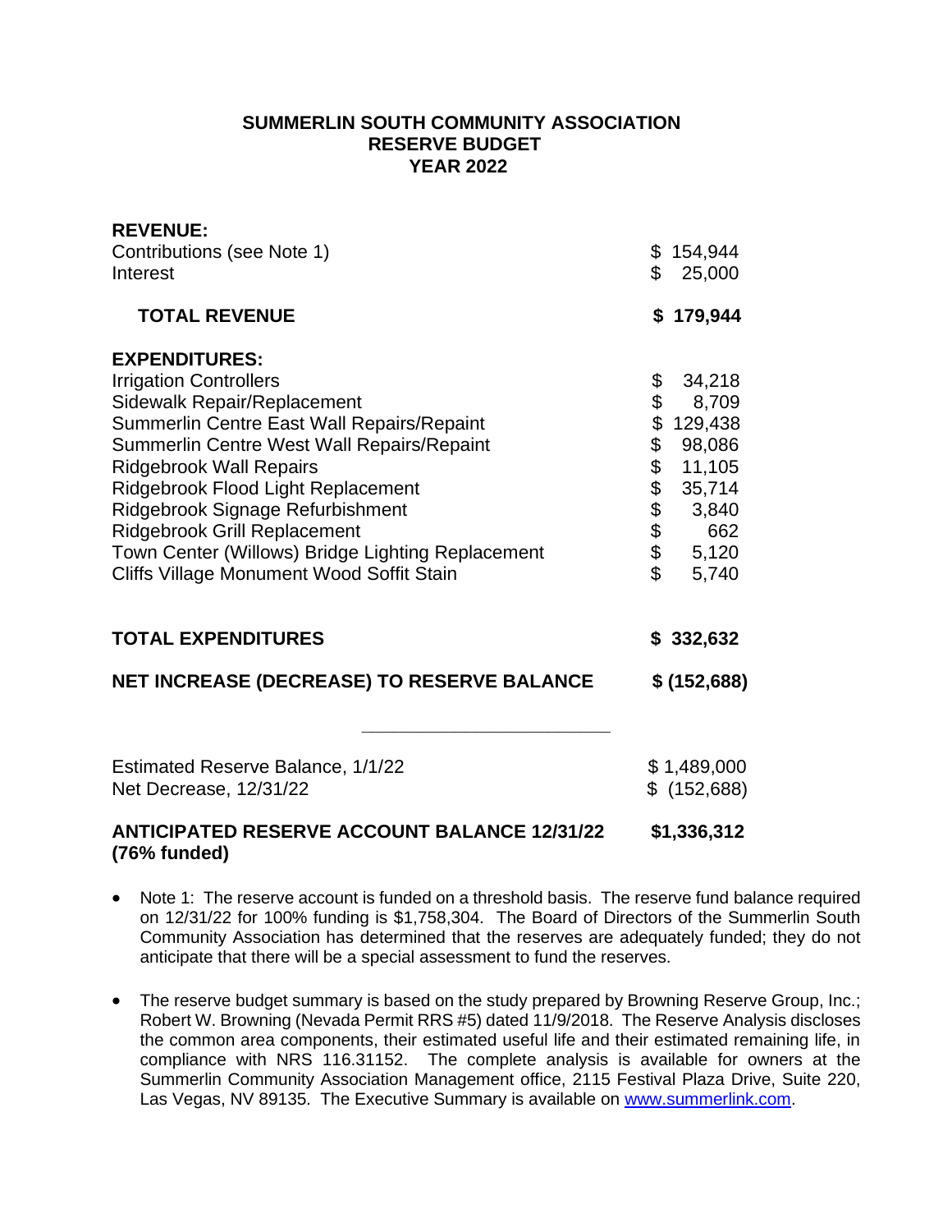**SUMMERLIN SOUTH COMMUNITY ASSOCIATION**
**RESERVE BUDGET**
**YEAR 2022**

| | |
|---|---|
| **REVENUE:** | |
| Contributions (see Note 1) | $ 154,944 |
| Interest | $ 25,000 |
| **TOTAL REVENUE** | **$ 179,944** |
| **EXPENDITURES:** | |
| Irrigation Controllers | $ 34,218 |
| Sidewalk Repair/Replacement | $ 8,709 |
| Summerlin Centre East Wall Repairs/Repaint | $ 129,438 |
| Summerlin Centre West Wall Repairs/Repaint | $ 98,086 |
| Ridgebrook Wall Repairs | $ 11,105 |
| Ridgebrook Flood Light Replacement | $ 35,714 |
| Ridgebrook Signage Refurbishment | $ 3,840 |
| Ridgebrook Grill Replacement | $ 662 |
| Town Center (Willows) Bridge Lighting Replacement | $ 5,120 |
| Cliffs Village Monument Wood Soffit Stain | $ 5,740 |
| **TOTAL EXPENDITURES** | **$ 332,632** |
| **NET INCREASE (DECREASE) TO RESERVE BALANCE** | **$ (152,688)** |

---

| | |
|---|---|
| Estimated Reserve Balance, 1/1/22 | $ 1,489,000 |
| Net Decrease, 12/31/22 | $ (152,688) |
| **ANTICIPATED RESERVE ACCOUNT BALANCE 12/31/22 (76% funded)** | **$1,336,312** |

- Note 1: The reserve account is funded on a threshold basis. The reserve fund balance required on 12/31/22 for 100% funding is $1,758,304. The Board of Directors of the Summerlin South Community Association has determined that the reserves are adequately funded; they do not anticipate that there will be a special assessment to fund the reserves.

- The reserve budget summary is based on the study prepared by Browning Reserve Group, Inc.; Robert W. Browning (Nevada Permit RRS #5) dated 11/9/2018. The Reserve Analysis discloses the common area components, their estimated useful life and their estimated remaining life, in compliance with NRS 116.31152. The complete analysis is available for owners at the Summerlin Community Association Management office, 2115 Festival Plaza Drive, Suite 220, Las Vegas, NV 89135. The Executive Summary is available on [www.summerlink.com](www.summerlink.com).